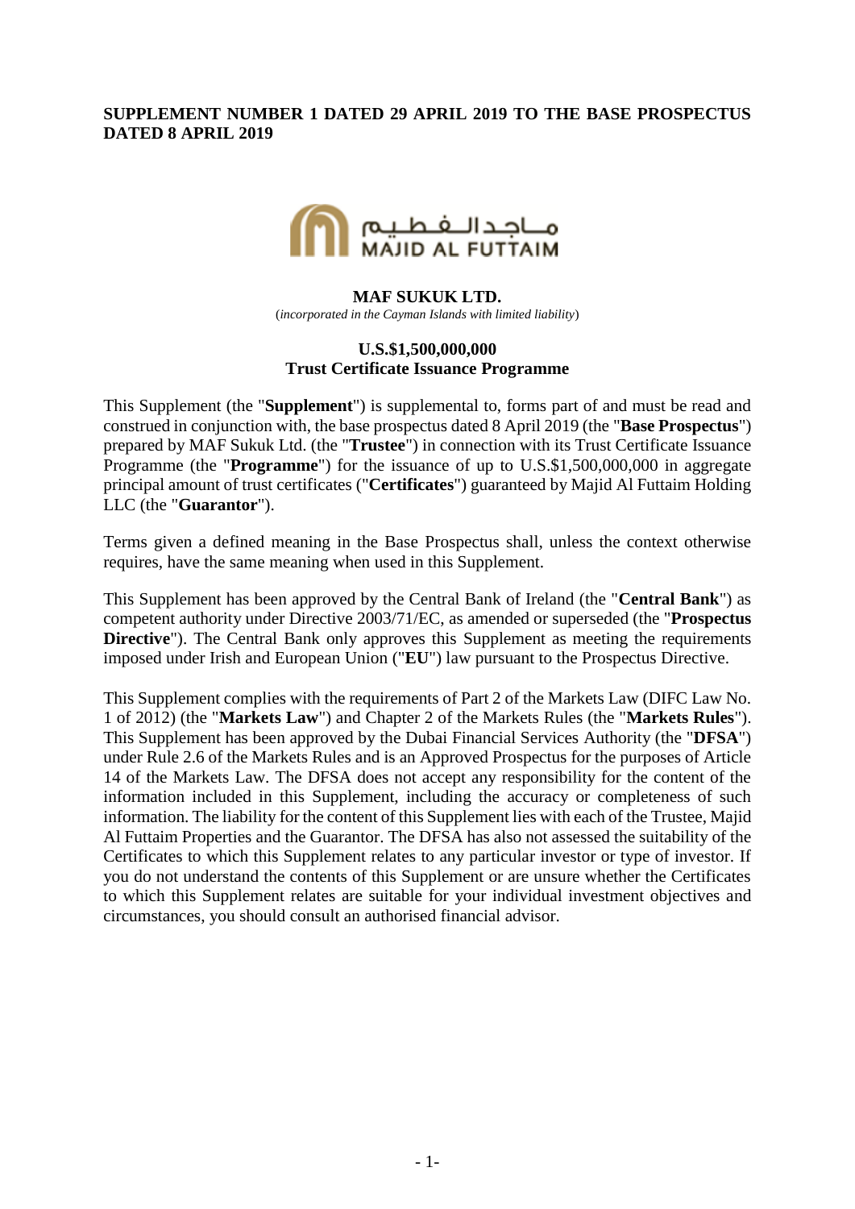**SUPPLEMENT NUMBER 1 DATED 29 APRIL 2019 TO THE BASE PROSPECTUS DATED 8 APRIL 2019**

مـاجـد الـفـطـيـم
MAJID AL FUTTAIM

**MAF SUKUK LTD.**

(*incorporated in the Cayman Islands with limited liability*)

**U.S.$1,500,000,000**
**Trust Certificate Issuance Programme**

This Supplement (the "**Supplement**") is supplemental to, forms part of and must be read and construed in conjunction with, the base prospectus dated 8 April 2019 (the "**Base Prospectus**") prepared by MAF Sukuk Ltd. (the "**Trustee**") in connection with its Trust Certificate Issuance Programme (the "**Programme**") for the issuance of up to U.S.$1,500,000,000 in aggregate principal amount of trust certificates ("**Certificates**") guaranteed by Majid Al Futtaim Holding LLC (the "**Guarantor**").

Terms given a defined meaning in the Base Prospectus shall, unless the context otherwise requires, have the same meaning when used in this Supplement.

This Supplement has been approved by the Central Bank of Ireland (the "**Central Bank**") as competent authority under Directive 2003/71/EC, as amended or superseded (the "**Prospectus Directive**"). The Central Bank only approves this Supplement as meeting the requirements imposed under Irish and European Union ("**EU**") law pursuant to the Prospectus Directive.

This Supplement complies with the requirements of Part 2 of the Markets Law (DIFC Law No. 1 of 2012) (the "**Markets Law**") and Chapter 2 of the Markets Rules (the "**Markets Rules**"). This Supplement has been approved by the Dubai Financial Services Authority (the "**DFSA**") under Rule 2.6 of the Markets Rules and is an Approved Prospectus for the purposes of Article 14 of the Markets Law. The DFSA does not accept any responsibility for the content of the information included in this Supplement, including the accuracy or completeness of such information. The liability for the content of this Supplement lies with each of the Trustee, Majid Al Futtaim Properties and the Guarantor. The DFSA has also not assessed the suitability of the Certificates to which this Supplement relates to any particular investor or type of investor. If you do not understand the contents of this Supplement or are unsure whether the Certificates to which this Supplement relates are suitable for your individual investment objectives and circumstances, you should consult an authorised financial advisor.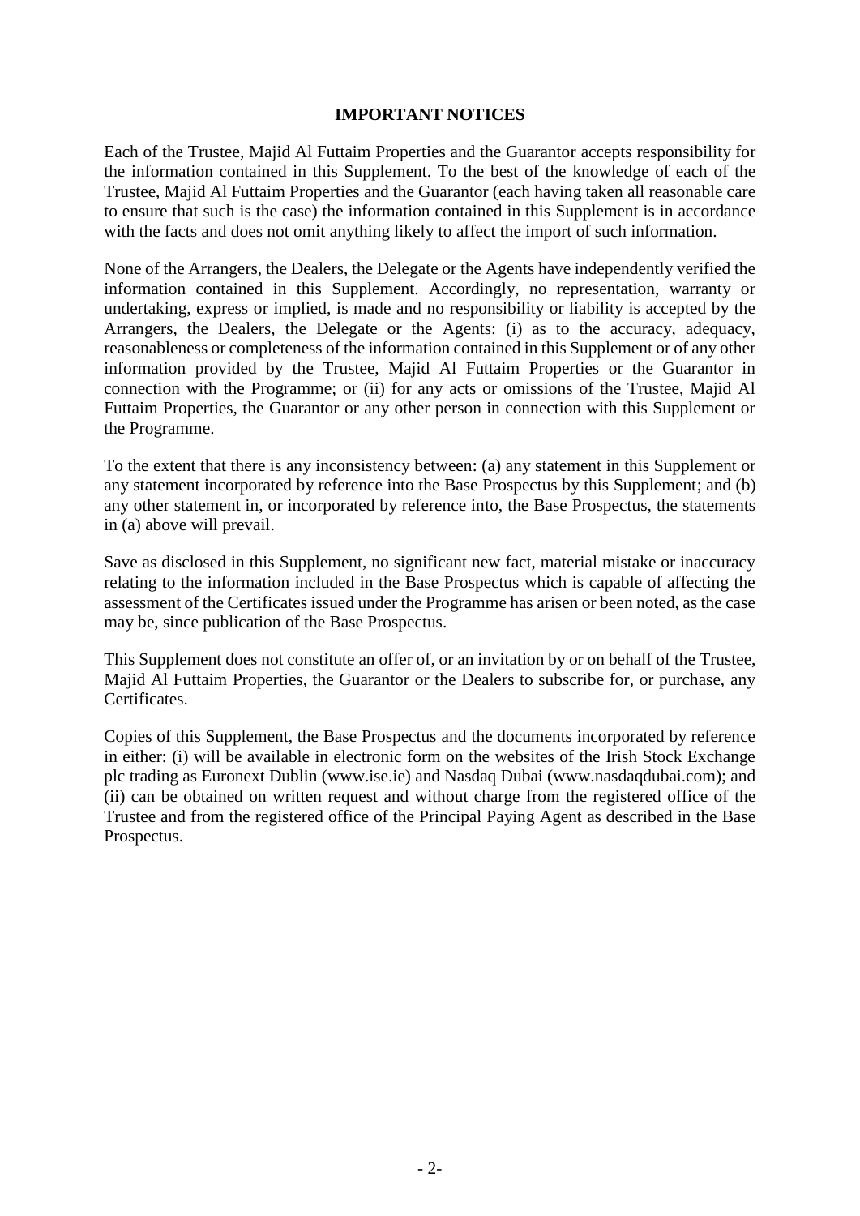## IMPORTANT NOTICES

Each of the Trustee, Majid Al Futtaim Properties and the Guarantor accepts responsibility for the information contained in this Supplement. To the best of the knowledge of each of the Trustee, Majid Al Futtaim Properties and the Guarantor (each having taken all reasonable care to ensure that such is the case) the information contained in this Supplement is in accordance with the facts and does not omit anything likely to affect the import of such information.

None of the Arrangers, the Dealers, the Delegate or the Agents have independently verified the information contained in this Supplement. Accordingly, no representation, warranty or undertaking, express or implied, is made and no responsibility or liability is accepted by the Arrangers, the Dealers, the Delegate or the Agents: (i) as to the accuracy, adequacy, reasonableness or completeness of the information contained in this Supplement or of any other information provided by the Trustee, Majid Al Futtaim Properties or the Guarantor in connection with the Programme; or (ii) for any acts or omissions of the Trustee, Majid Al Futtaim Properties, the Guarantor or any other person in connection with this Supplement or the Programme.

To the extent that there is any inconsistency between: (a) any statement in this Supplement or any statement incorporated by reference into the Base Prospectus by this Supplement; and (b) any other statement in, or incorporated by reference into, the Base Prospectus, the statements in (a) above will prevail.

Save as disclosed in this Supplement, no significant new fact, material mistake or inaccuracy relating to the information included in the Base Prospectus which is capable of affecting the assessment of the Certificates issued under the Programme has arisen or been noted, as the case may be, since publication of the Base Prospectus.

This Supplement does not constitute an offer of, or an invitation by or on behalf of the Trustee, Majid Al Futtaim Properties, the Guarantor or the Dealers to subscribe for, or purchase, any Certificates.

Copies of this Supplement, the Base Prospectus and the documents incorporated by reference in either: (i) will be available in electronic form on the websites of the Irish Stock Exchange plc trading as Euronext Dublin (www.ise.ie) and Nasdaq Dubai (www.nasdaqdubai.com); and (ii) can be obtained on written request and without charge from the registered office of the Trustee and from the registered office of the Principal Paying Agent as described in the Base Prospectus.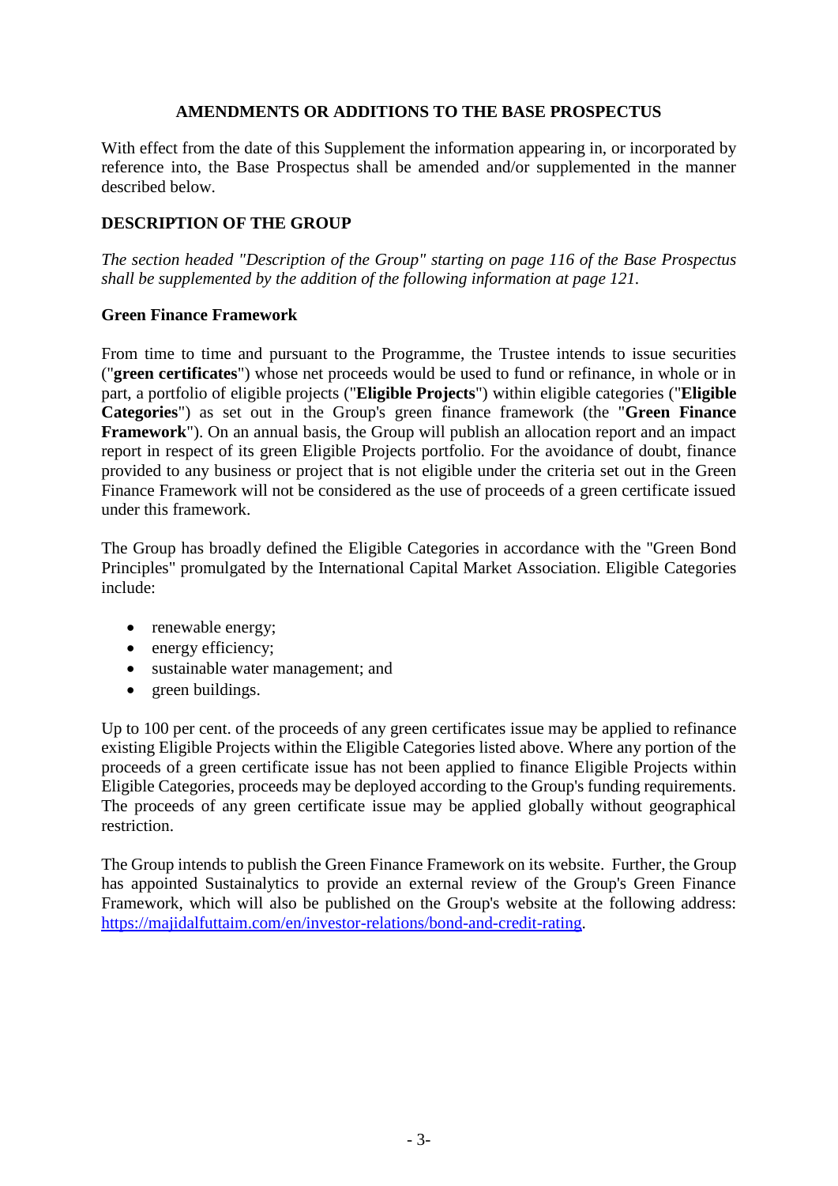## AMENDMENTS OR ADDITIONS TO THE BASE PROSPECTUS

With effect from the date of this Supplement the information appearing in, or incorporated by reference into, the Base Prospectus shall be amended and/or supplemented in the manner described below.

### DESCRIPTION OF THE GROUP

*The section headed "Description of the Group" starting on page 116 of the Base Prospectus shall be supplemented by the addition of the following information at page 121.*

#### Green Finance Framework

From time to time and pursuant to the Programme, the Trustee intends to issue securities ("**green certificates**") whose net proceeds would be used to fund or refinance, in whole or in part, a portfolio of eligible projects ("**Eligible Projects**") within eligible categories ("**Eligible Categories**") as set out in the Group's green finance framework (the "**Green Finance Framework**"). On an annual basis, the Group will publish an allocation report and an impact report in respect of its green Eligible Projects portfolio. For the avoidance of doubt, finance provided to any business or project that is not eligible under the criteria set out in the Green Finance Framework will not be considered as the use of proceeds of a green certificate issued under this framework.

The Group has broadly defined the Eligible Categories in accordance with the "Green Bond Principles" promulgated by the International Capital Market Association. Eligible Categories include:

- renewable energy;
- energy efficiency;
- sustainable water management; and
- green buildings.

Up to 100 per cent. of the proceeds of any green certificates issue may be applied to refinance existing Eligible Projects within the Eligible Categories listed above. Where any portion of the proceeds of a green certificate issue has not been applied to finance Eligible Projects within Eligible Categories, proceeds may be deployed according to the Group's funding requirements. The proceeds of any green certificate issue may be applied globally without geographical restriction.

The Group intends to publish the Green Finance Framework on its website. Further, the Group has appointed Sustainalytics to provide an external review of the Group's Green Finance Framework, which will also be published on the Group's website at the following address: [https://majidalfuttaim.com/en/investor-relations/bond-and-credit-rating](https://majidalfuttaim.com/en/investor-relations/bond-and-credit-rating).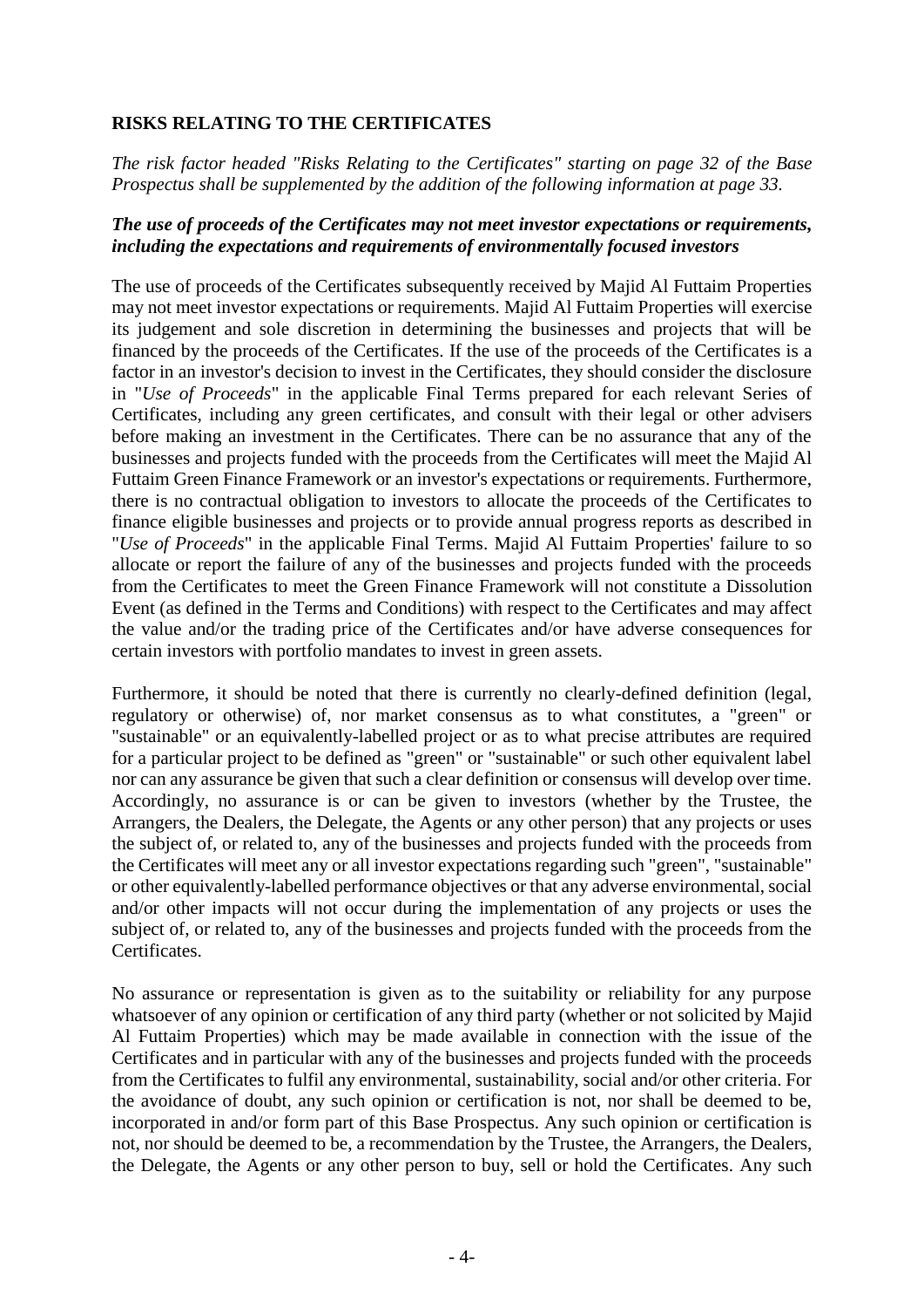## RISKS RELATING TO THE CERTIFICATES

*The risk factor headed "Risks Relating to the Certificates" starting on page 32 of the Base Prospectus shall be supplemented by the addition of the following information at page 33.*

***The use of proceeds of the Certificates may not meet investor expectations or requirements, including the expectations and requirements of environmentally focused investors***

The use of proceeds of the Certificates subsequently received by Majid Al Futtaim Properties may not meet investor expectations or requirements. Majid Al Futtaim Properties will exercise its judgement and sole discretion in determining the businesses and projects that will be financed by the proceeds of the Certificates. If the use of the proceeds of the Certificates is a factor in an investor's decision to invest in the Certificates, they should consider the disclosure in "*Use of Proceeds*" in the applicable Final Terms prepared for each relevant Series of Certificates, including any green certificates, and consult with their legal or other advisers before making an investment in the Certificates. There can be no assurance that any of the businesses and projects funded with the proceeds from the Certificates will meet the Majid Al Futtaim Green Finance Framework or an investor's expectations or requirements. Furthermore, there is no contractual obligation to investors to allocate the proceeds of the Certificates to finance eligible businesses and projects or to provide annual progress reports as described in "*Use of Proceeds*" in the applicable Final Terms. Majid Al Futtaim Properties' failure to so allocate or report the failure of any of the businesses and projects funded with the proceeds from the Certificates to meet the Green Finance Framework will not constitute a Dissolution Event (as defined in the Terms and Conditions) with respect to the Certificates and may affect the value and/or the trading price of the Certificates and/or have adverse consequences for certain investors with portfolio mandates to invest in green assets.

Furthermore, it should be noted that there is currently no clearly-defined definition (legal, regulatory or otherwise) of, nor market consensus as to what constitutes, a "green" or "sustainable" or an equivalently-labelled project or as to what precise attributes are required for a particular project to be defined as "green" or "sustainable" or such other equivalent label nor can any assurance be given that such a clear definition or consensus will develop over time. Accordingly, no assurance is or can be given to investors (whether by the Trustee, the Arrangers, the Dealers, the Delegate, the Agents or any other person) that any projects or uses the subject of, or related to, any of the businesses and projects funded with the proceeds from the Certificates will meet any or all investor expectations regarding such "green", "sustainable" or other equivalently-labelled performance objectives or that any adverse environmental, social and/or other impacts will not occur during the implementation of any projects or uses the subject of, or related to, any of the businesses and projects funded with the proceeds from the Certificates.

No assurance or representation is given as to the suitability or reliability for any purpose whatsoever of any opinion or certification of any third party (whether or not solicited by Majid Al Futtaim Properties) which may be made available in connection with the issue of the Certificates and in particular with any of the businesses and projects funded with the proceeds from the Certificates to fulfil any environmental, sustainability, social and/or other criteria. For the avoidance of doubt, any such opinion or certification is not, nor shall be deemed to be, incorporated in and/or form part of this Base Prospectus. Any such opinion or certification is not, nor should be deemed to be, a recommendation by the Trustee, the Arrangers, the Dealers, the Delegate, the Agents or any other person to buy, sell or hold the Certificates. Any such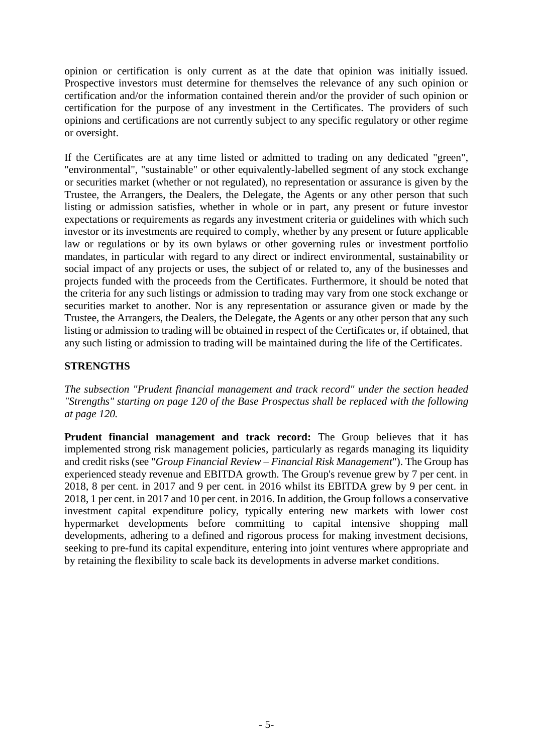opinion or certification is only current as at the date that opinion was initially issued. Prospective investors must determine for themselves the relevance of any such opinion or certification and/or the information contained therein and/or the provider of such opinion or certification for the purpose of any investment in the Certificates. The providers of such opinions and certifications are not currently subject to any specific regulatory or other regime or oversight.

If the Certificates are at any time listed or admitted to trading on any dedicated "green", "environmental", "sustainable" or other equivalently-labelled segment of any stock exchange or securities market (whether or not regulated), no representation or assurance is given by the Trustee, the Arrangers, the Dealers, the Delegate, the Agents or any other person that such listing or admission satisfies, whether in whole or in part, any present or future investor expectations or requirements as regards any investment criteria or guidelines with which such investor or its investments are required to comply, whether by any present or future applicable law or regulations or by its own bylaws or other governing rules or investment portfolio mandates, in particular with regard to any direct or indirect environmental, sustainability or social impact of any projects or uses, the subject of or related to, any of the businesses and projects funded with the proceeds from the Certificates. Furthermore, it should be noted that the criteria for any such listings or admission to trading may vary from one stock exchange or securities market to another. Nor is any representation or assurance given or made by the Trustee, the Arrangers, the Dealers, the Delegate, the Agents or any other person that any such listing or admission to trading will be obtained in respect of the Certificates or, if obtained, that any such listing or admission to trading will be maintained during the life of the Certificates.

## STRENGTHS

*The subsection "Prudent financial management and track record" under the section headed "Strengths" starting on page 120 of the Base Prospectus shall be replaced with the following at page 120.*

**Prudent financial management and track record:** The Group believes that it has implemented strong risk management policies, particularly as regards managing its liquidity and credit risks (see "*Group Financial Review – Financial Risk Management*"). The Group has experienced steady revenue and EBITDA growth. The Group's revenue grew by 7 per cent. in 2018, 8 per cent. in 2017 and 9 per cent. in 2016 whilst its EBITDA grew by 9 per cent. in 2018, 1 per cent. in 2017 and 10 per cent. in 2016. In addition, the Group follows a conservative investment capital expenditure policy, typically entering new markets with lower cost hypermarket developments before committing to capital intensive shopping mall developments, adhering to a defined and rigorous process for making investment decisions, seeking to pre-fund its capital expenditure, entering into joint ventures where appropriate and by retaining the flexibility to scale back its developments in adverse market conditions.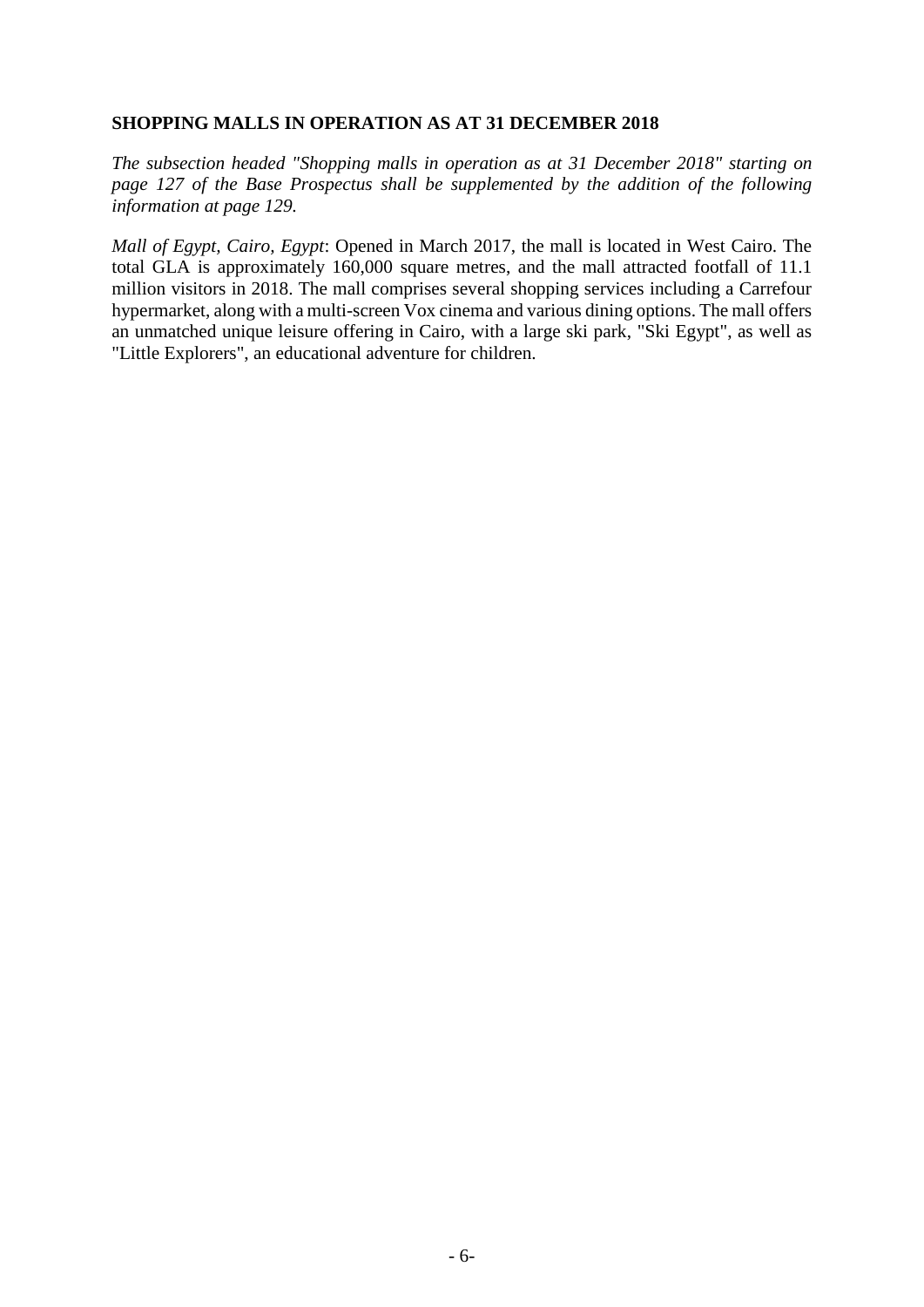## SHOPPING MALLS IN OPERATION AS AT 31 DECEMBER 2018

*The subsection headed "Shopping malls in operation as at 31 December 2018" starting on page 127 of the Base Prospectus shall be supplemented by the addition of the following information at page 129.*

*Mall of Egypt, Cairo, Egypt*: Opened in March 2017, the mall is located in West Cairo. The total GLA is approximately 160,000 square metres, and the mall attracted footfall of 11.1 million visitors in 2018. The mall comprises several shopping services including a Carrefour hypermarket, along with a multi-screen Vox cinema and various dining options. The mall offers an unmatched unique leisure offering in Cairo, with a large ski park, "Ski Egypt", as well as "Little Explorers", an educational adventure for children.